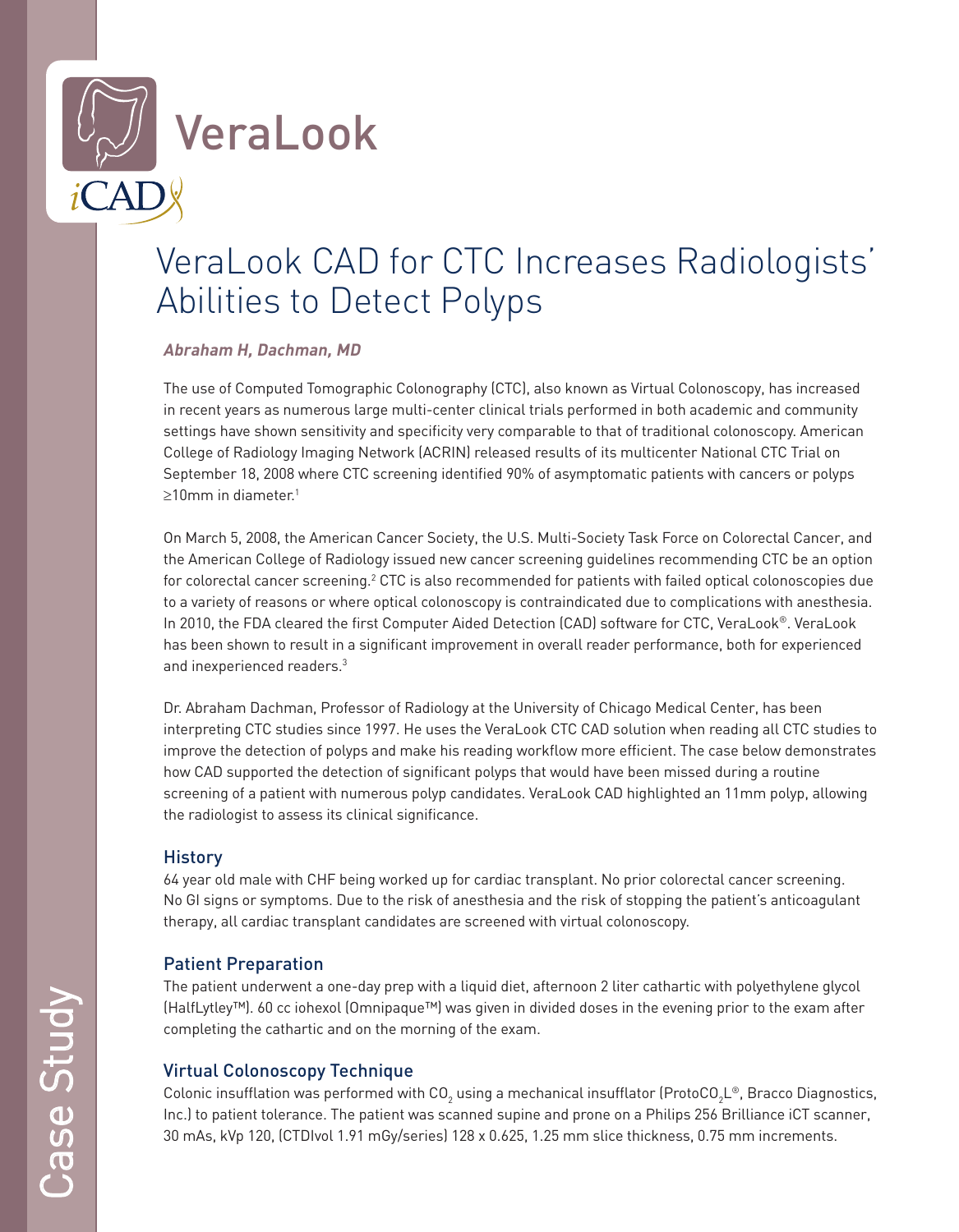VeraLook

iCAD

# VeraLook CAD for CTC Increases Radiologists' Abilities to Detect Polyps

***Abraham H, Dachman, MD***

The use of Computed Tomographic Colonography (CTC), also known as Virtual Colonoscopy, has increased in recent years as numerous large multi-center clinical trials performed in both academic and community settings have shown sensitivity and specificity very comparable to that of traditional colonoscopy. American College of Radiology Imaging Network (ACRIN) released results of its multicenter National CTC Trial on September 18, 2008 where CTC screening identified 90% of asymptomatic patients with cancers or polyps ≥10mm in diameter.[1]

On March 5, 2008, the American Cancer Society, the U.S. Multi-Society Task Force on Colorectal Cancer, and the American College of Radiology issued new cancer screening guidelines recommending CTC be an option for colorectal cancer screening.[2] CTC is also recommended for patients with failed optical colonoscopies due to a variety of reasons or where optical colonoscopy is contraindicated due to complications with anesthesia. In 2010, the FDA cleared the first Computer Aided Detection (CAD) software for CTC, VeraLook®. VeraLook has been shown to result in a significant improvement in overall reader performance, both for experienced and inexperienced readers.[3]

Dr. Abraham Dachman, Professor of Radiology at the University of Chicago Medical Center, has been interpreting CTC studies since 1997. He uses the VeraLook CTC CAD solution when reading all CTC studies to improve the detection of polyps and make his reading workflow more efficient. The case below demonstrates how CAD supported the detection of significant polyps that would have been missed during a routine screening of a patient with numerous polyp candidates. VeraLook CAD highlighted an 11mm polyp, allowing the radiologist to assess its clinical significance.

## History

64 year old male with CHF being worked up for cardiac transplant. No prior colorectal cancer screening. No GI signs or symptoms. Due to the risk of anesthesia and the risk of stopping the patient's anticoagulant therapy, all cardiac transplant candidates are screened with virtual colonoscopy.

## Patient Preparation

The patient underwent a one-day prep with a liquid diet, afternoon 2 liter cathartic with polyethylene glycol (HalfLytley™). 60 cc iohexol (Omnipaque™) was given in divided doses in the evening prior to the exam after completing the cathartic and on the morning of the exam.

## Virtual Colonoscopy Technique

Colonic insufflation was performed with $CO_2$ using a mechanical insufflator (Proto$CO_2$L®, Bracco Diagnostics, Inc.) to patient tolerance. The patient was scanned supine and prone on a Philips 256 Brilliance iCT scanner, 30 mAs, kVp 120, (CTDIvol 1.91 mGy/series) 128 x 0.625, 1.25 mm slice thickness, 0.75 mm increments.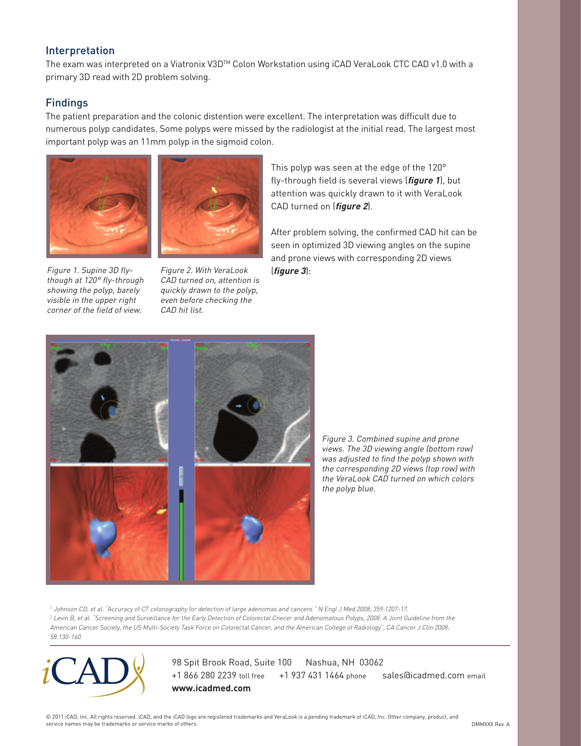## Interpretation

The exam was interpreted on a Viatronix V3D™ Colon Workstation using iCAD VeraLook CTC CAD v1.0 with a primary 3D read with 2D problem solving.

## Findings

The patient preparation and the colonic distention were excellent. The interpretation was difficult due to numerous polyp candidates. Some polyps were missed by the radiologist at the initial read. The largest most important polyp was an 11mm polyp in the sigmoid colon.

*Figure 1. Supine 3D fly-though at 120° fly-through showing the polyp, barely visible in the upper right corner of the field of view.*

*Figure 2. With VeraLook CAD turned on, attention is quickly drawn to the polyp, even before checking the CAD hit list.*

This polyp was seen at the edge of the 120° fly-through field is several views (***figure 1***), but attention was quickly drawn to it with VeraLook CAD turned on (***figure 2***).

After problem solving, the confirmed CAD hit can be seen in optimized 3D viewing angles on the supine and prone views with corresponding 2D views (***figure 3***):

*Figure 3. Combined supine and prone views. The 3D viewing angle (bottom row) was adjusted to find the polyp shown with the corresponding 2D views (top row) with the VeraLook CAD turned on which colors the polyp blue.*

[1] Johnson CD, et al. "Accuracy of CT colonography for detection of large adenomas and cancers." N Engl J Med 2008; 359:1207-17.
[2] Levin B, et al. "Screening and Surveillance for the Early Detection of Colorectal Cnecer and Adenomatous Polyps, 2008: A Joint Guideline from the American Cancer Society, the US Multi-Society Task Force on Colorectal Cancer, and the American College of Radiology", CA Cancer J Clin 2008; 58:130-160.

iCAD

98 Spit Brook Road, Suite 100 Nashua, NH 03062
+1 866 280 2239 toll free +1 937 431 1464 phone sales@icadmed.com email
**www.icadmed.com**

© 2011 iCAD, Inc. All rights reserved. iCAD, and the iCAD logo are registered trademarks and VeraLook is a pending trademark of iCAD, Inc. Other company, product, and service names may be trademarks or service marks of others.

DMMXXX Rev. A